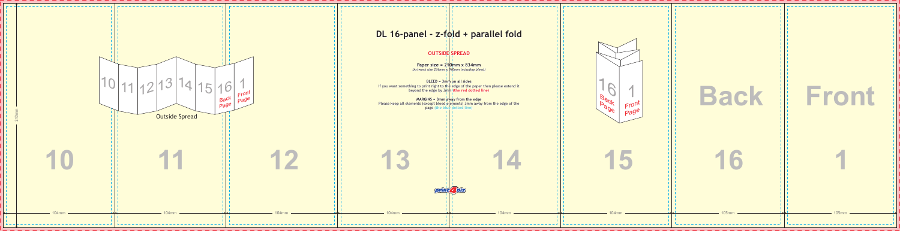# DL 16-panel - z-fold + parallel fold

## OUTSIDE SPREAD

**Paper size = 210mm x 834mm**
*(Artwork size 216mm x 840mm including bleed)*

**BLEED = 3mm on all sides**
If you want something to print right to the edge of the paper then please extend it beyond the edge by 3mm **(the red dotted line)**

**MARGINS = 3mm away from the edge**
Please keep all elements (except bleed elements) 3mm away from the edge of the page (the blue dotted line)

Outside Spread

10 11 12 13 14 15 16 1

Back Page | Front Page

Back | Front

| 10 | 11 | 12 | 13 | 14 | 15 | 16 | 1 |
|---|---|---|---|---|---|---|---|
| 104mm | 104mm | 104mm | 104mm | 104mm | 104mm | 105mm | 105mm |

210mm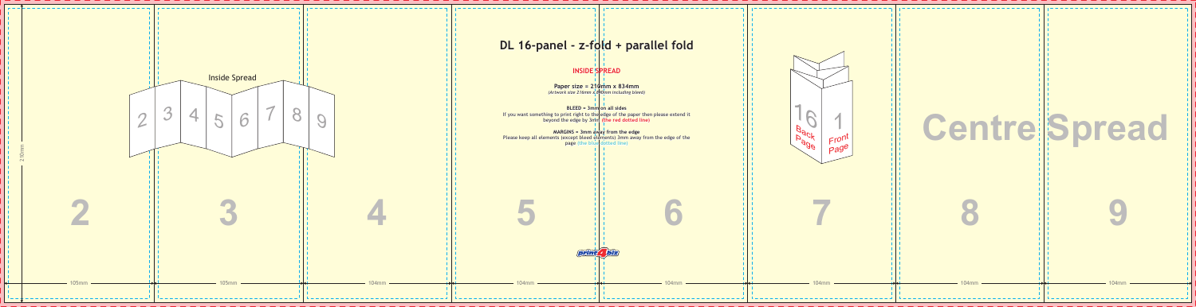# DL 16-panel - z-fold + parallel fold

**INSIDE SPREAD**

**Paper size = 210mm x 834mm**
*(Artwork size 216mm x 840mm including bleed)*

**BLEED = 3mm on all sides**
If you want something to print right to the edge of the paper then please extend it beyond the edge by 3mm **(the red dotted line)**

**MARGINS = 3mm away from the edge**
Please keep all elements (except bleed elements) 3mm away from the edge of the page **(the blue dotted line)**

Inside Spread

2 3 4 5 6 7 8 9

16 Back Page

1 Front Page

Centre Spread

210mm

2 3 4 5 6 7 8 9

105mm 105mm 104mm 104mm 104mm 104mm 104mm 104mm